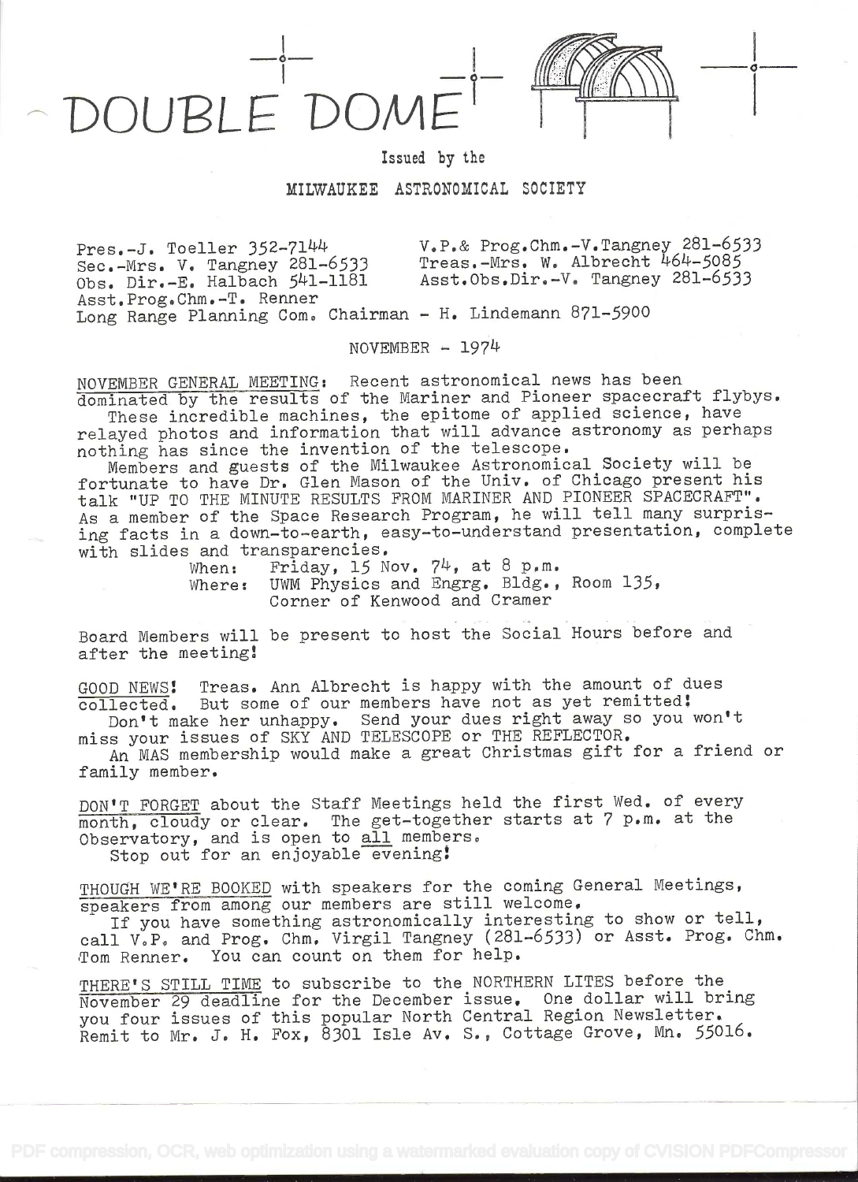# DOUBLE DOME

Issued by the

MILWAUKEE ASTRONOMICAL SOCIETY

Pres.-J. Toeller 352-7144
Sec.-Mrs. V. Tangney 281-6533
Obs. Dir.-E. Halbach 541-1181
Asst.Prog.Chm.-T. Renner

V.P.& Prog.Chm.-V.Tangney 281-6533
Treas.-Mrs. W. Albrecht 464-5085
Asst.Obs.Dir.-V. Tangney 281-6533

Long Range Planning Com. Chairman - H. Lindemann 871-5900

NOVEMBER - 1974

NOVEMBER GENERAL MEETING: Recent astronomical news has been dominated by the results of the Mariner and Pioneer spacecraft flybys.

These incredible machines, the epitome of applied science, have relayed photos and information that will advance astronomy as perhaps nothing has since the invention of the telescope.

Members and guests of the Milwaukee Astronomical Society will be fortunate to have Dr. Glen Mason of the Univ. of Chicago present his talk "UP TO THE MINUTE RESULTS FROM MARINER AND PIONEER SPACECRAFT". As a member of the Space Research Program, he will tell many surprising facts in a down-to-earth, easy-to-understand presentation, complete with slides and transparencies.

When: Friday, 15 Nov. 74, at 8 p.m.
Where: UWM Physics and Engrg. Bldg., Room 135,
Corner of Kenwood and Cramer

Board Members will be present to host the Social Hours before and after the meeting!

GOOD NEWS! Treas. Ann Albrecht is happy with the amount of dues collected. But some of our members have not as yet remitted!

Don't make her unhappy. Send your dues right away so you won't miss your issues of SKY AND TELESCOPE or THE REFLECTOR.

An MAS membership would make a great Christmas gift for a friend or family member.

DON'T FORGET about the Staff Meetings held the first Wed. of every month, cloudy or clear. The get-together starts at 7 p.m. at the Observatory, and is open to all members.

Stop out for an enjoyable evening!

THOUGH WE'RE BOOKED with speakers for the coming General Meetings, speakers from among our members are still welcome.

If you have something astronomically interesting to show or tell, call V.P. and Prog. Chm. Virgil Tangney (281-6533) or Asst. Prog. Chm. Tom Renner. You can count on them for help.

THERE'S STILL TIME to subscribe to the NORTHERN LITES before the November 29 deadline for the December issue. One dollar will bring you four issues of this popular North Central Region Newsletter. Remit to Mr. J. H. Fox, 8301 Isle Av. S., Cottage Grove, Mn. 55016.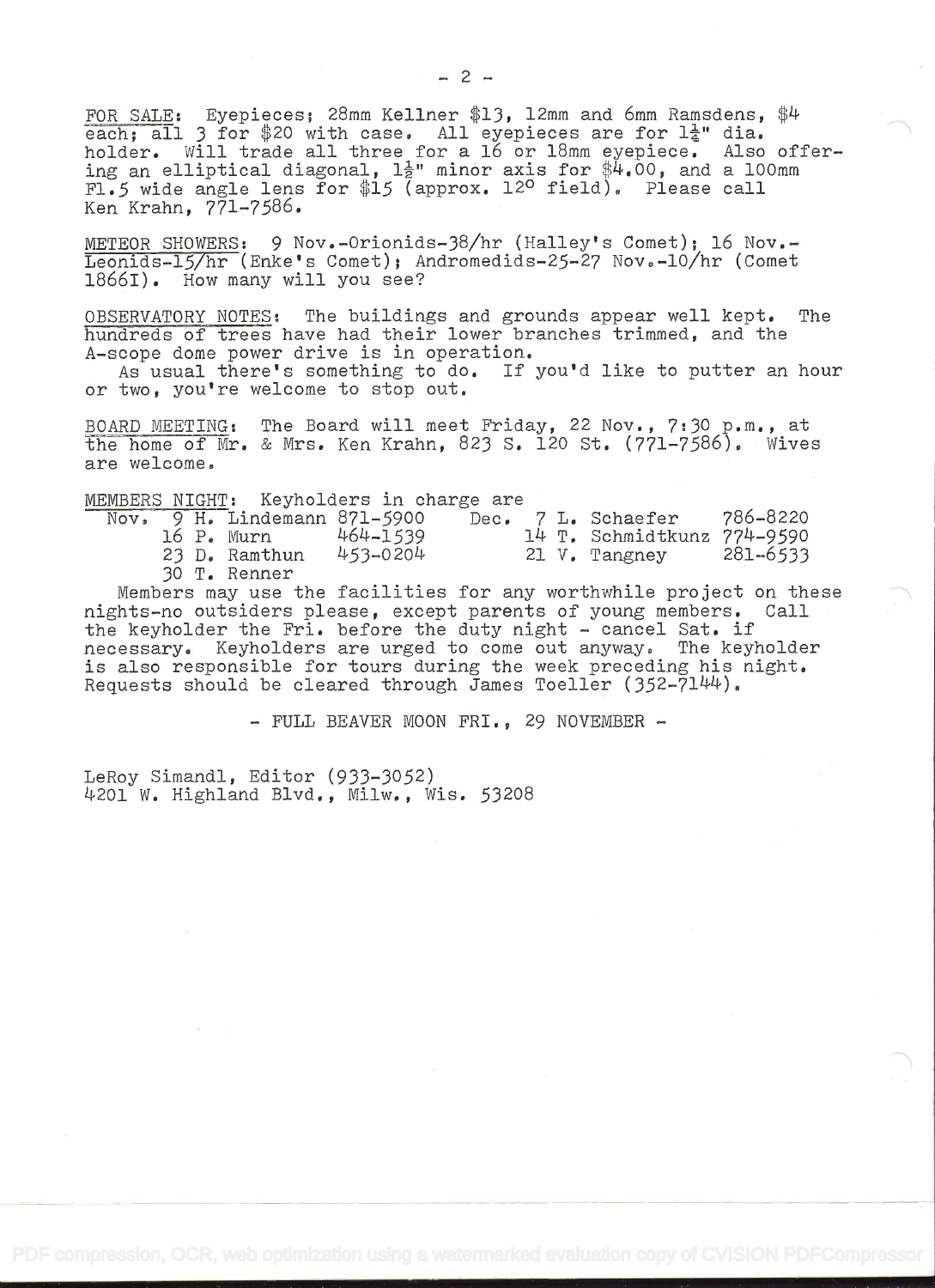FOR SALE: Eyepieces; 28mm Kellner $13, 12mm and 6mm Ramsdens, $4 each; all 3 for $20 with case. All eyepieces are for $1\frac{1}{4}$" dia. holder. Will trade all three for a 16 or 18mm eyepiece. Also offering an elliptical diagonal, $1\frac{1}{2}$" minor axis for $4.00, and a 100mm Fl.5 wide angle lens for $15 (approx. $12^{\circ}$ field). Please call Ken Krahn, 771-7586.

METEOR SHOWERS: 9 Nov.-Orionids-38/hr (Halley's Comet); 16 Nov.-Leonids-15/hr (Enke's Comet); Andromedids-25-27 Nov.-10/hr (Comet 1866I). How many will you see?

OBSERVATORY NOTES: The buildings and grounds appear well kept. The hundreds of trees have had their lower branches trimmed, and the A-scope dome power drive is in operation.

As usual there's something to do. If you'd like to putter an hour or two, you're welcome to stop out.

BOARD MEETING: The Board will meet Friday, 22 Nov., 7:30 p.m., at the home of Mr. & Mrs. Ken Krahn, 823 S. 120 St. (771-7586). Wives are welcome.

MEMBERS NIGHT: Keyholders in charge are

| | | | | | |
|---|---|---|---|---|---|
| Nov. 9 | H. Lindemann | 871-5900 | Dec. 7 | L. Schaefer | 786-8220 |
| 16 | P. Murn | 464-1539 | 14 | T. Schmidtkunz | 774-9590 |
| 23 | D. Ramthun | 453-0204 | 21 | V. Tangney | 281-6533 |
| 30 | T. Renner | | | | |

Members may use the facilities for any worthwhile project on these nights-no outsiders please, except parents of young members. Call the keyholder the Fri. before the duty night - cancel Sat. if necessary. Keyholders are urged to come out anyway. The keyholder is also responsible for tours during the week preceding his night. Requests should be cleared through James Toeller (352-7144).

\- FULL BEAVER MOON FRI., 29 NOVEMBER -

LeRoy Simandl, Editor (933-3052)
4201 W. Highland Blvd., Milw., Wis. 53208